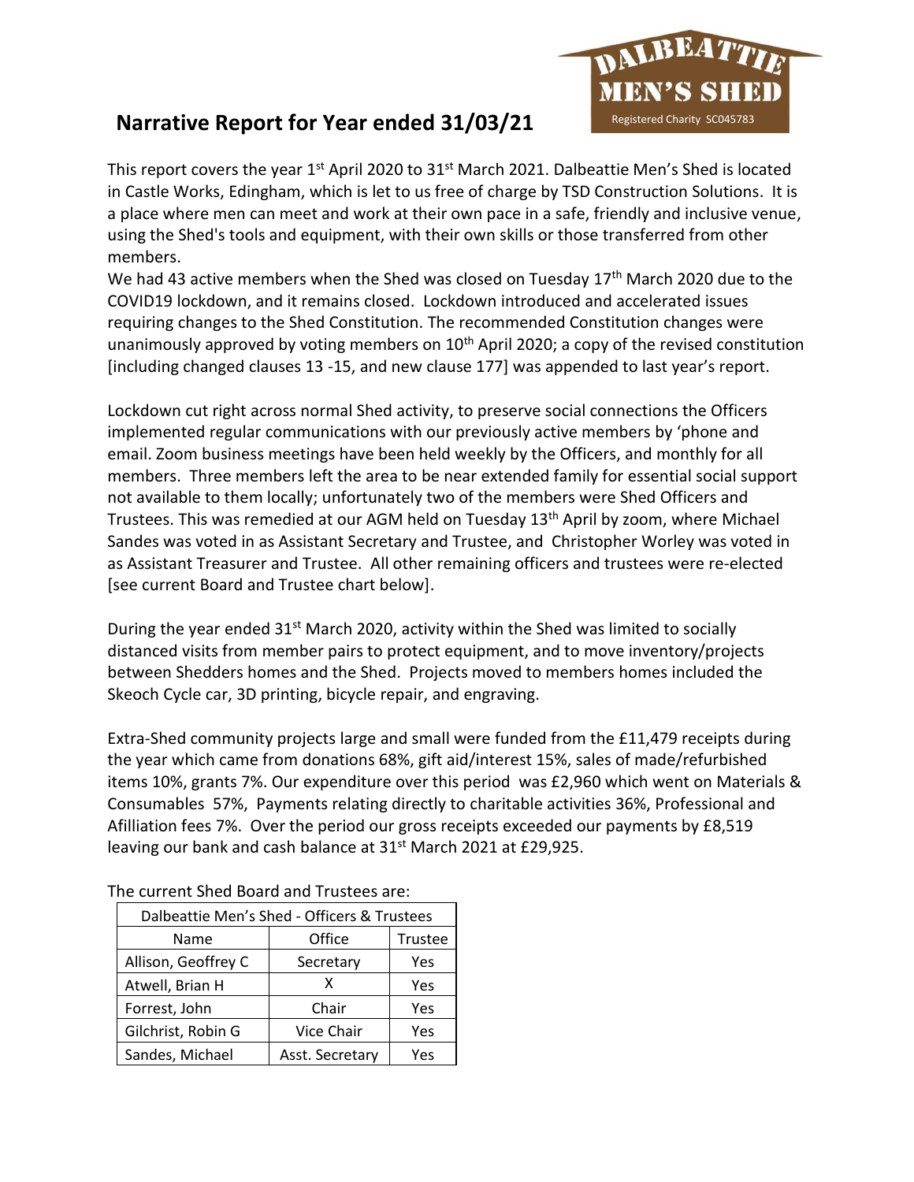# Narrative Report for Year ended 31/03/21

DALBEATTIE MEN'S SHED
Registered Charity SC045783

This report covers the year 1st April 2020 to 31st March 2021. Dalbeattie Men's Shed is located in Castle Works, Edingham, which is let to us free of charge by TSD Construction Solutions. It is a place where men can meet and work at their own pace in a safe, friendly and inclusive venue, using the Shed's tools and equipment, with their own skills or those transferred from other members.

We had 43 active members when the Shed was closed on Tuesday 17th March 2020 due to the COVID19 lockdown, and it remains closed. Lockdown introduced and accelerated issues requiring changes to the Shed Constitution. The recommended Constitution changes were unanimously approved by voting members on 10th April 2020; a copy of the revised constitution [including changed clauses 13 -15, and new clause 177] was appended to last year's report.

Lockdown cut right across normal Shed activity, to preserve social connections the Officers implemented regular communications with our previously active members by 'phone and email. Zoom business meetings have been held weekly by the Officers, and monthly for all members. Three members left the area to be near extended family for essential social support not available to them locally; unfortunately two of the members were Shed Officers and Trustees. This was remedied at our AGM held on Tuesday 13th April by zoom, where Michael Sandes was voted in as Assistant Secretary and Trustee, and Christopher Worley was voted in as Assistant Treasurer and Trustee. All other remaining officers and trustees were re-elected [see current Board and Trustee chart below].

During the year ended 31st March 2020, activity within the Shed was limited to socially distanced visits from member pairs to protect equipment, and to move inventory/projects between Shedders homes and the Shed. Projects moved to members homes included the Skeoch Cycle car, 3D printing, bicycle repair, and engraving.

Extra-Shed community projects large and small were funded from the £11,479 receipts during the year which came from donations 68%, gift aid/interest 15%, sales of made/refurbished items 10%, grants 7%. Our expenditure over this period was £2,960 which went on Materials & Consumables 57%, Payments relating directly to charitable activities 36%, Professional and Afilliation fees 7%. Over the period our gross receipts exceeded our payments by £8,519 leaving our bank and cash balance at 31st March 2021 at £29,925.

The current Shed Board and Trustees are:

| Dalbeattie Men's Shed - Officers & Trustees | | |
|---|---|---|
| Name | Office | Trustee |
| Allison, Geoffrey C | Secretary | Yes |
| Atwell, Brian H | X | Yes |
| Forrest, John | Chair | Yes |
| Gilchrist, Robin G | Vice Chair | Yes |
| Sandes, Michael | Asst. Secretary | Yes |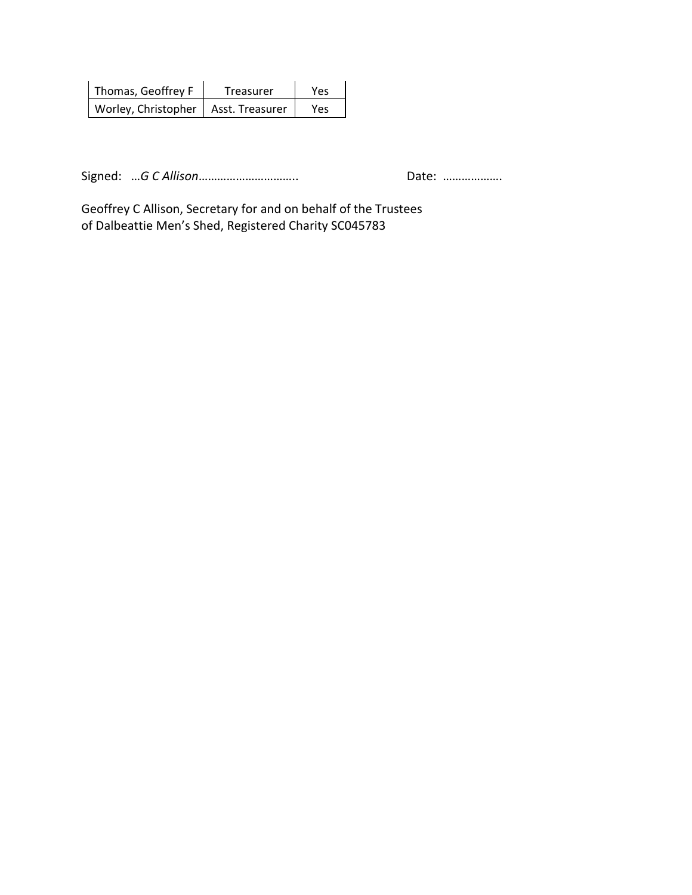| | | |
|---|---|---|
| Thomas, Geoffrey F | Treasurer | Yes |
| Worley, Christopher | Asst. Treasurer | Yes |

Signed: …*G C Allison*………………………….. Date: ……………….

Geoffrey C Allison, Secretary for and on behalf of the Trustees of Dalbeattie Men's Shed, Registered Charity SC045783